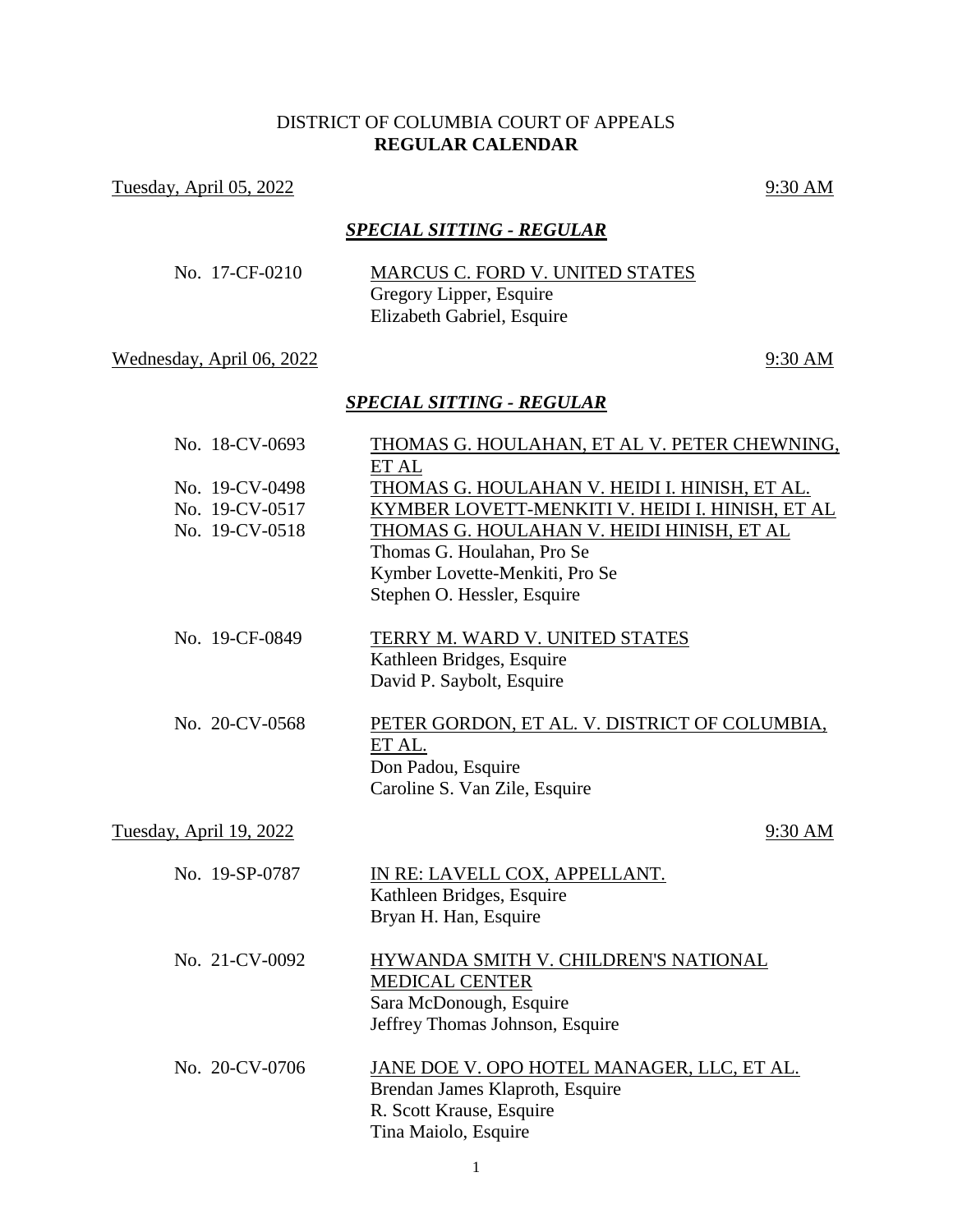# DISTRICT OF COLUMBIA COURT OF APPEALS
## **REGULAR CALENDAR**

Tuesday, April 05, 2022 — 9:30 AM

### ***SPECIAL SITTING - REGULAR***

No. 17-CF-0210 — MARCUS C. FORD V. UNITED STATES
Gregory Lipper, Esquire
Elizabeth Gabriel, Esquire

Wednesday, April 06, 2022 — 9:30 AM

### ***SPECIAL SITTING - REGULAR***

No. 18-CV-0693 — THOMAS G. HOULAHAN, ET AL V. PETER CHEWNING, ET AL
No. 19-CV-0498 — THOMAS G. HOULAHAN V. HEIDI I. HINISH, ET AL.
No. 19-CV-0517 — KYMBER LOVETT-MENKITI V. HEIDI I. HINISH, ET AL
No. 19-CV-0518 — THOMAS G. HOULAHAN V. HEIDI HINISH, ET AL
Thomas G. Houlahan, Pro Se
Kymber Lovette-Menkiti, Pro Se
Stephen O. Hessler, Esquire

No. 19-CF-0849 — TERRY M. WARD V. UNITED STATES
Kathleen Bridges, Esquire
David P. Saybolt, Esquire

No. 20-CV-0568 — PETER GORDON, ET AL. V. DISTRICT OF COLUMBIA, ET AL.
Don Padou, Esquire
Caroline S. Van Zile, Esquire

Tuesday, April 19, 2022 — 9:30 AM

No. 19-SP-0787 — IN RE: LAVELL COX, APPELLANT.
Kathleen Bridges, Esquire
Bryan H. Han, Esquire

No. 21-CV-0092 — HYWANDA SMITH V. CHILDREN'S NATIONAL MEDICAL CENTER
Sara McDonough, Esquire
Jeffrey Thomas Johnson, Esquire

No. 20-CV-0706 — JANE DOE V. OPO HOTEL MANAGER, LLC, ET AL.
Brendan James Klaproth, Esquire
R. Scott Krause, Esquire
Tina Maiolo, Esquire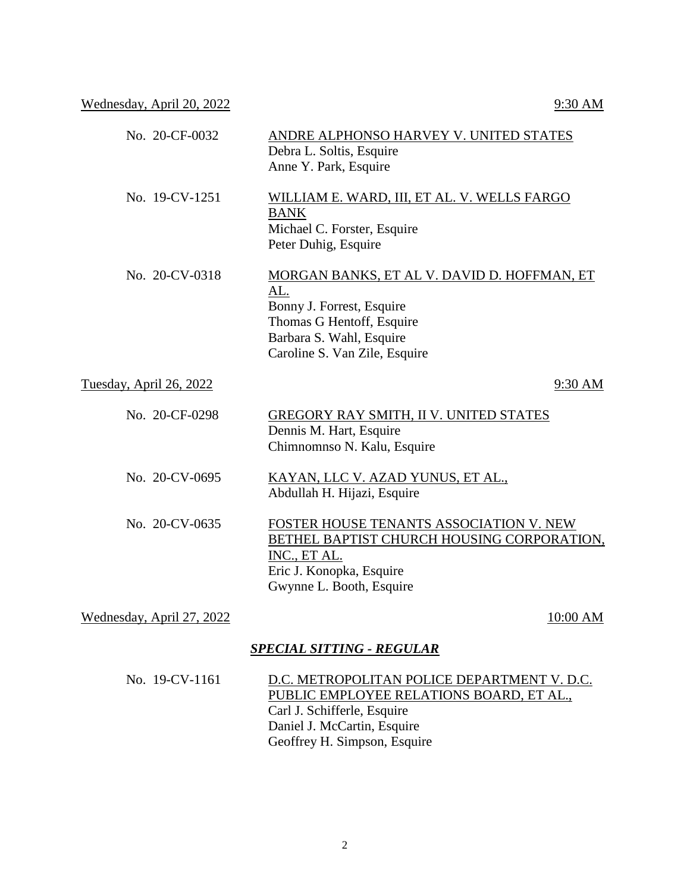Wednesday, April 20, 2022 — 9:30 AM

No. 20-CF-0032 — ANDRE ALPHONSO HARVEY V. UNITED STATES
Debra L. Soltis, Esquire
Anne Y. Park, Esquire

No. 19-CV-1251 — WILLIAM E. WARD, III, ET AL. V. WELLS FARGO BANK
Michael C. Forster, Esquire
Peter Duhig, Esquire

No. 20-CV-0318 — MORGAN BANKS, ET AL V. DAVID D. HOFFMAN, ET AL.
Bonny J. Forrest, Esquire
Thomas G Hentoff, Esquire
Barbara S. Wahl, Esquire
Caroline S. Van Zile, Esquire

Tuesday, April 26, 2022 — 9:30 AM

No. 20-CF-0298 — GREGORY RAY SMITH, II V. UNITED STATES
Dennis M. Hart, Esquire
Chimnomnso N. Kalu, Esquire

No. 20-CV-0695 — KAYAN, LLC V. AZAD YUNUS, ET AL.,
Abdullah H. Hijazi, Esquire

No. 20-CV-0635 — FOSTER HOUSE TENANTS ASSOCIATION V. NEW BETHEL BAPTIST CHURCH HOUSING CORPORATION, INC., ET AL.
Eric J. Konopka, Esquire
Gwynne L. Booth, Esquire

Wednesday, April 27, 2022 — 10:00 AM

***SPECIAL SITTING - REGULAR***

No. 19-CV-1161 — D.C. METROPOLITAN POLICE DEPARTMENT V. D.C. PUBLIC EMPLOYEE RELATIONS BOARD, ET AL.,
Carl J. Schifferle, Esquire
Daniel J. McCartin, Esquire
Geoffrey H. Simpson, Esquire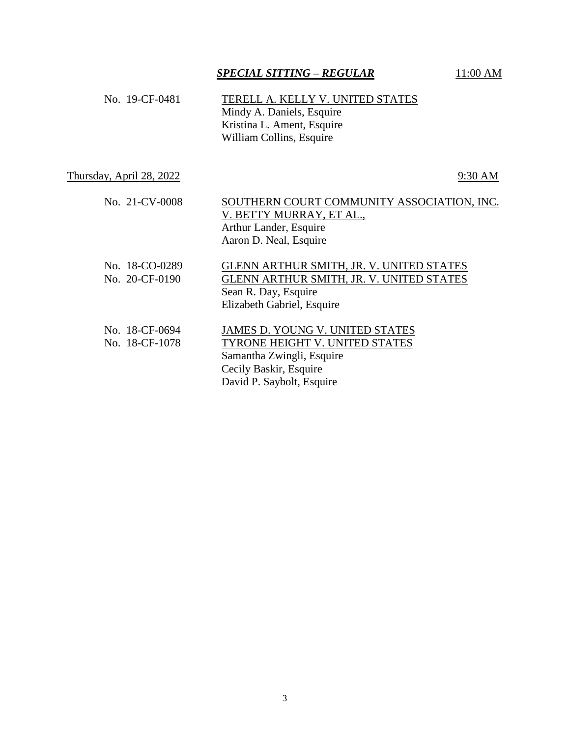***SPECIAL SITTING – REGULAR*** 11:00 AM

No. 19-CF-0481 TERELL A. KELLY V. UNITED STATES
Mindy A. Daniels, Esquire
Kristina L. Ament, Esquire
William Collins, Esquire

Thursday, April 28, 2022 9:30 AM

No. 21-CV-0008 SOUTHERN COURT COMMUNITY ASSOCIATION, INC. V. BETTY MURRAY, ET AL.,
Arthur Lander, Esquire
Aaron D. Neal, Esquire

No. 18-CO-0289 GLENN ARTHUR SMITH, JR. V. UNITED STATES
No. 20-CF-0190 GLENN ARTHUR SMITH, JR. V. UNITED STATES
Sean R. Day, Esquire
Elizabeth Gabriel, Esquire

No. 18-CF-0694 JAMES D. YOUNG V. UNITED STATES
No. 18-CF-1078 TYRONE HEIGHT V. UNITED STATES
Samantha Zwingli, Esquire
Cecily Baskir, Esquire
David P. Saybolt, Esquire